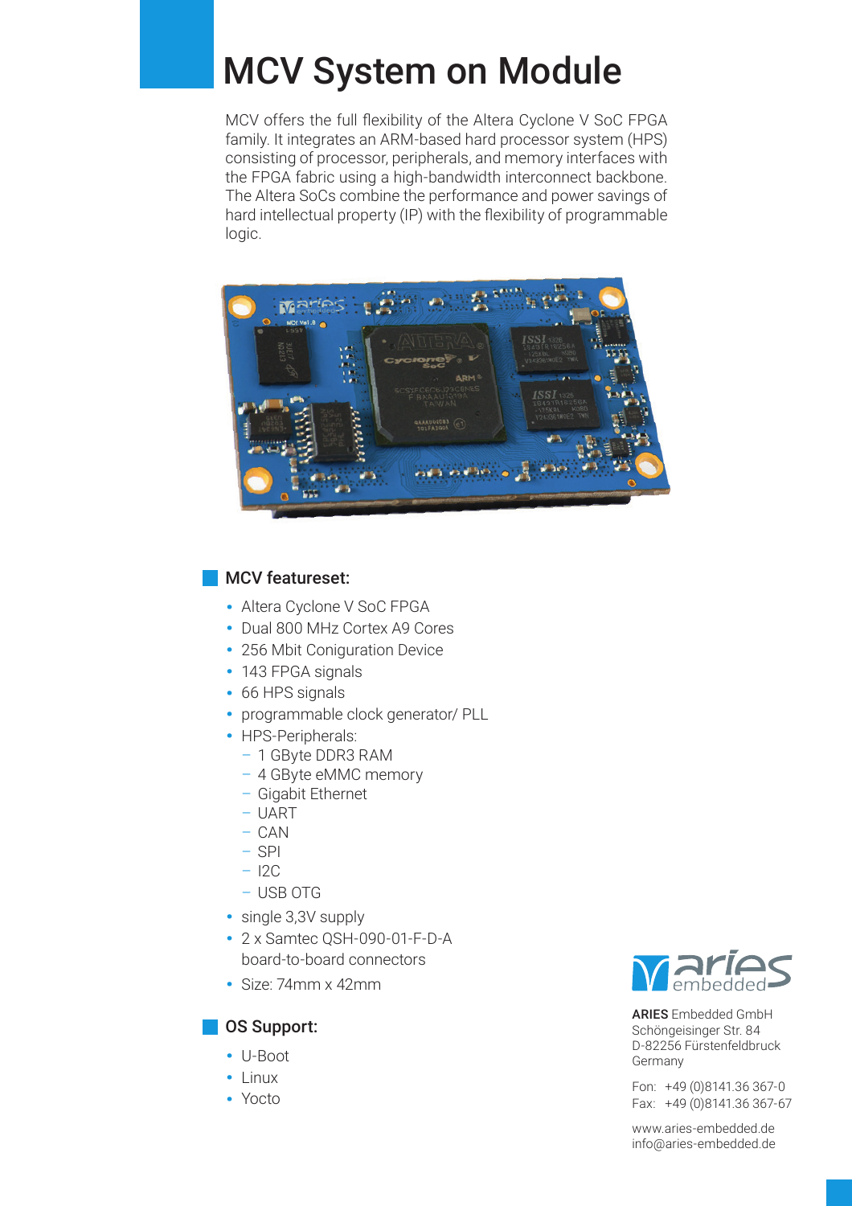# MCV System on Module

MCV offers the full flexibility of the Altera Cyclone V SoC FPGA family. It integrates an ARM-based hard processor system (HPS) consisting of processor, peripherals, and memory interfaces with the FPGA fabric using a high-bandwidth interconnect backbone. The Altera SoCs combine the performance and power savings of hard intellectual property (IP) with the flexibility of programmable logic.

## MCV featureset:

- Altera Cyclone V SoC FPGA
- Dual 800 MHz Cortex A9 Cores
- 256 Mbit Coniguration Device
- 143 FPGA signals
- 66 HPS signals
- programmable clock generator/ PLL
- HPS-Peripherals:
  - 1 GByte DDR3 RAM
  - 4 GByte eMMC memory
  - Gigabit Ethernet
  - UART
  - CAN
  - SPI
  - I2C
  - USB OTG
- single 3,3V supply
- 2 x Samtec QSH-090-01-F-D-A board-to-board connectors
- Size: 74mm x 42mm

## OS Support:

- U-Boot
- Linux
- Yocto

**ARIES** Embedded GmbH
Schöngeisinger Str. 84
D-82256 Fürstenfeldbruck
Germany

Fon: +49 (0)8141.36 367-0
Fax: +49 (0)8141.36 367-67

www.aries-embedded.de
info@aries-embedded.de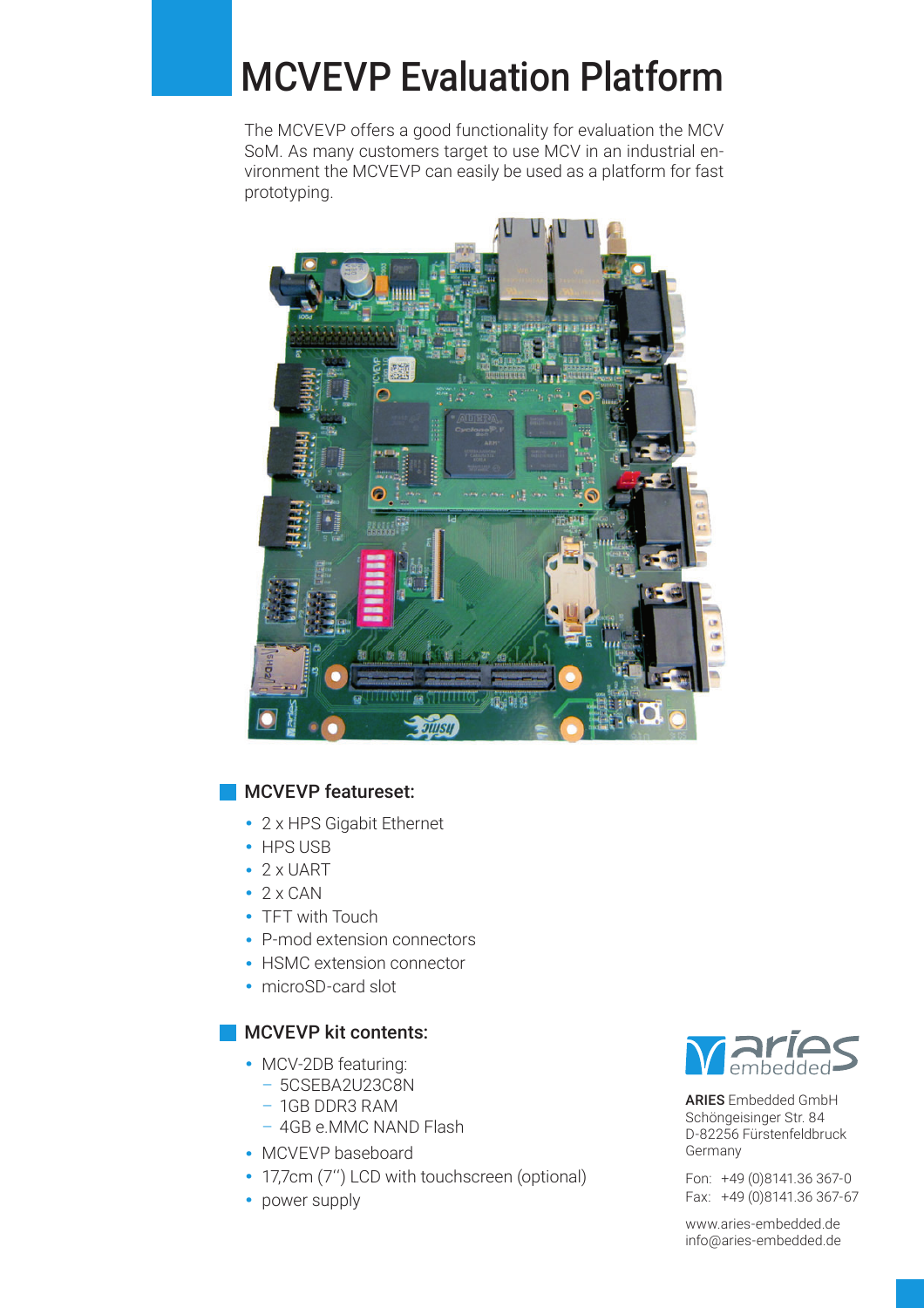# MCVEVP Evaluation Platform

The MCVEVP offers a good functionality for evaluation the MCV SoM. As many customers target to use MCV in an industrial environment the MCVEVP can easily be used as a platform for fast prototyping.

## MCVEVP featureset:

- 2 x HPS Gigabit Ethernet
- HPS USB
- 2 x UART
- 2 x CAN
- TFT with Touch
- P-mod extension connectors
- HSMC extension connector
- microSD-card slot

## MCVEVP kit contents:

- MCV-2DB featuring:
  - 5CSEBA2U23C8N
  - 1GB DDR3 RAM
  - 4GB e.MMC NAND Flash
- MCVEVP baseboard
- 17,7cm (7'') LCD with touchscreen (optional)
- power supply

**ARIES** Embedded GmbH
Schöngeisinger Str. 84
D-82256 Fürstenfeldbruck
Germany

Fon: +49 (0)8141.36 367-0
Fax: +49 (0)8141.36 367-67

www.aries-embedded.de
info@aries-embedded.de